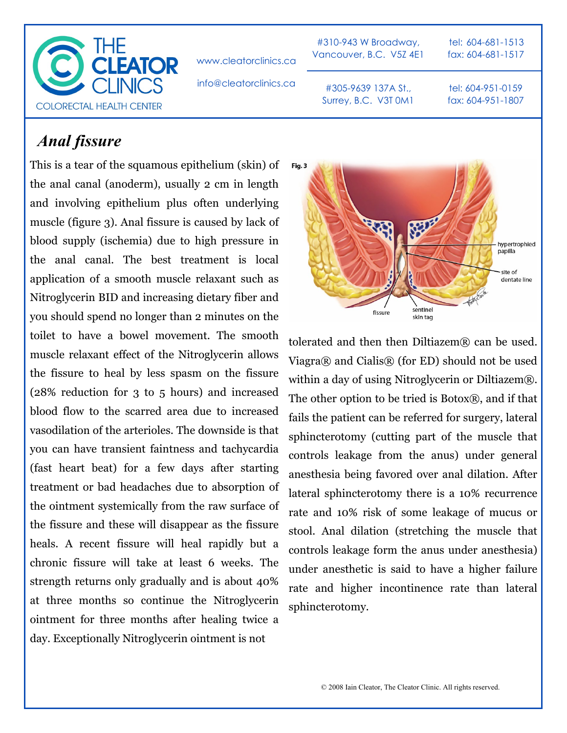THE CLEATOR CLINICS
COLORECTAL HEALTH CENTER

www.cleatorclinics.ca

info@cleatorclinics.ca

#310-943 W Broadway, Vancouver, B.C. V5Z 4E1 — tel: 604-681-1513, fax: 604-681-1517

#305-9639 137A St., Surrey, B.C. V3T 0M1 — tel: 604-951-0159, fax: 604-951-1807

# *Anal fissure*

This is a tear of the squamous epithelium (skin) of the anal canal (anoderm), usually 2 cm in length and involving epithelium plus often underlying muscle (figure 3). Anal fissure is caused by lack of blood supply (ischemia) due to high pressure in the anal canal. The best treatment is local application of a smooth muscle relaxant such as Nitroglycerin BID and increasing dietary fiber and you should spend no longer than 2 minutes on the toilet to have a bowel movement. The smooth muscle relaxant effect of the Nitroglycerin allows the fissure to heal by less spasm on the fissure (28% reduction for 3 to 5 hours) and increased blood flow to the scarred area due to increased vasodilation of the arterioles. The downside is that you can have transient faintness and tachycardia (fast heart beat) for a few days after starting treatment or bad headaches due to absorption of the ointment systemically from the raw surface of the fissure and these will disappear as the fissure heals. A recent fissure will heal rapidly but a chronic fissure will take at least 6 weeks. The strength returns only gradually and is about 40% at three months so continue the Nitroglycerin ointment for three months after healing twice a day. Exceptionally Nitroglycerin ointment is not tolerated and then then Diltiazem® can be used. Viagra® and Cialis® (for ED) should not be used within a day of using Nitroglycerin or Diltiazem®. The other option to be tried is Botox®, and if that fails the patient can be referred for surgery, lateral sphincterotomy (cutting part of the muscle that controls leakage from the anus) under general anesthesia being favored over anal dilation. After lateral sphincterotomy there is a 10% recurrence rate and 10% risk of some leakage of mucus or stool. Anal dilation (stretching the muscle that controls leakage form the anus under anesthesia) under anesthetic is said to have a higher failure rate and higher incontinence rate than lateral sphincterotomy.

Fig. 3 — hypertrophied papilla; site of dentate line; fissure; sentinel skin tag

© 2008 Iain Cleator, The Cleator Clinic. All rights reserved.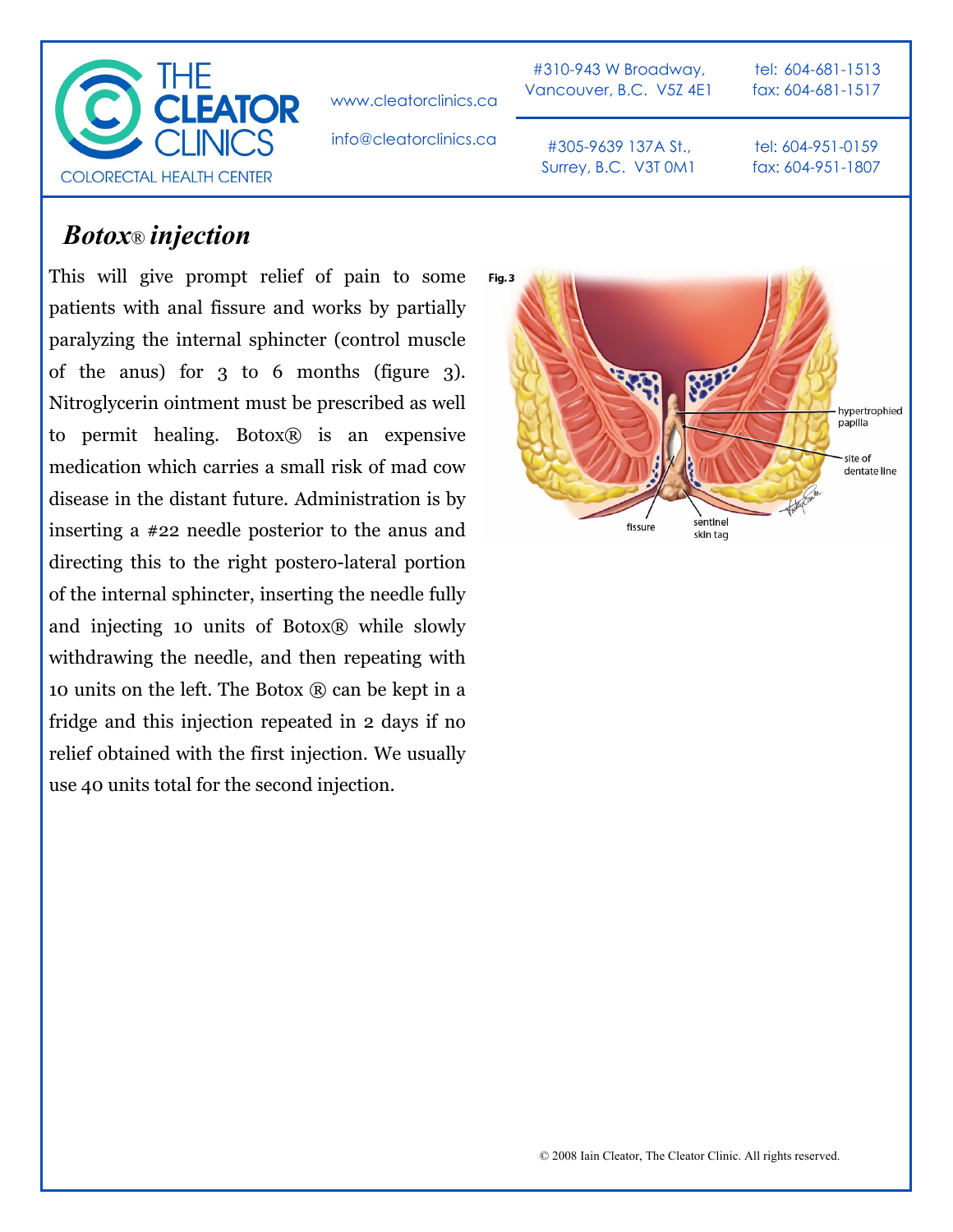## *Botox® injection*

This will give prompt relief of pain to some patients with anal fissure and works by partially paralyzing the internal sphincter (control muscle of the anus) for 3 to 6 months (figure 3). Nitroglycerin ointment must be prescribed as well to permit healing. Botox® is an expensive medication which carries a small risk of mad cow disease in the distant future. Administration is by inserting a #22 needle posterior to the anus and directing this to the right postero-lateral portion of the internal sphincter, inserting the needle fully and injecting 10 units of Botox® while slowly withdrawing the needle, and then repeating with 10 units on the left. The Botox ® can be kept in a fridge and this injection repeated in 2 days if no relief obtained with the first injection. We usually use 40 units total for the second injection.

Fig. 3

hypertrophied papilla

site of dentate line

fissure

sentinel skin tag

© 2008 Iain Cleator, The Cleator Clinic. All rights reserved.